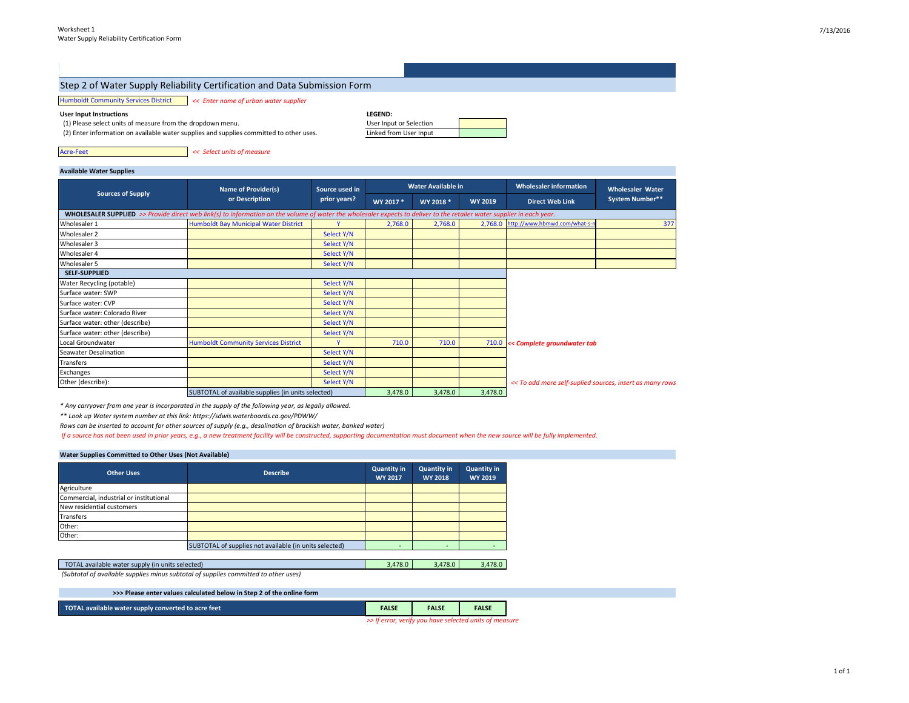Worksheet 1
Water Supply Reliability Certification Form

# Step 2 of Water Supply Reliability Certification and Data Submission Form

Humboldt Community Services District *<< Enter name of urban water supplier*

**User Input Instructions**

(1) Please select units of measure from the dropdown menu.

(2) Enter information on available water supplies and supplies committed to other uses.

**LEGEND:**

| | |
|---|---|
| User Input or Selection | |
| Linked from User Input | |

Acre-Feet *<< Select units of measure*

## Available Water Supplies

| Sources of Supply | Name of Provider(s) or Description | Source used in prior years? | Water Available in | | | Wholesaler information | Wholesaler Water System Number** |
|---|---|---|---|---|---|---|---|
| | | | WY 2017 * | WY 2018 * | WY 2019 | Direct Web Link | |
| **WHOLESALER SUPPLIED** *>> Provide direct web link(s) to information on the volume of water the wholesaler expects to deliver to the retailer water supplier in each year.* | | | | | | | |
| Wholesaler 1 | Humboldt Bay Municipal Water District | Y | 2,768.0 | 2,768.0 | 2,768.0 | http://www.hbmwd.com/what-s-n | 377 |
| Wholesaler 2 | | Select Y/N | | | | | |
| Wholesaler 3 | | Select Y/N | | | | | |
| Wholesaler 4 | | Select Y/N | | | | | |
| Wholesaler 5 | | Select Y/N | | | | | |
| **SELF-SUPPLIED** | | | | | | | |
| Water Recycling (potable) | | Select Y/N | | | | | |
| Surface water: SWP | | Select Y/N | | | | | |
| Surface water: CVP | | Select Y/N | | | | | |
| Surface water: Colorado River | | Select Y/N | | | | | |
| Surface water: other (describe) | | Select Y/N | | | | | |
| Surface water: other (describe) | | Select Y/N | | | | | |
| Local Groundwater | Humboldt Community Services District | Y | 710.0 | 710.0 | 710.0 | *<< Complete groundwater tab* | |
| Seawater Desalination | | Select Y/N | | | | | |
| Transfers | | Select Y/N | | | | | |
| Exchanges | | Select Y/N | | | | | |
| Other (describe): | | Select Y/N | | | | *<< To add more self-suplied sources, insert as many rows* | |
| | SUBTOTAL of available supplies (in units selected) | | 3,478.0 | 3,478.0 | 3,478.0 | | |

*\* Any carryover from one year is incorporated in the supply of the following year, as legally allowed.*

*\*\* Look up Water system number at this link: https://sdwis.waterboards.ca.gov/PDWW/*

*Rows can be inserted to account for other sources of supply (e.g., desalination of brackish water, banked water)*

*If a source has not been used in prior years, e.g., a new treatment facility will be constructed, supporting documentation must document when the new source will be fully implemented.*

## Water Supplies Committed to Other Uses (Not Available)

| Other Uses | Describe | Quantity in WY 2017 | Quantity in WY 2018 | Quantity in WY 2019 |
|---|---|---|---|---|
| Agriculture | | | | |
| Commercial, industrial or institutional | | | | |
| New residential customers | | | | |
| Transfers | | | | |
| Other: | | | | |
| Other: | | | | |
| | SUBTOTAL of supplies not available (in units selected) | - | - | - |

| | | | |
|---|---|---|---|
| TOTAL available water supply (in units selected) | 3,478.0 | 3,478.0 | 3,478.0 |

*(Subtotal of available supplies minus subtotal of supplies committed to other uses)*

**>>> Please enter values calculated below in Step 2 of the online form**

| | | | |
|---|---|---|---|
| **TOTAL available water supply converted to acre feet** | **FALSE** | **FALSE** | **FALSE** |

*>> If error, verify you have selected units of measure*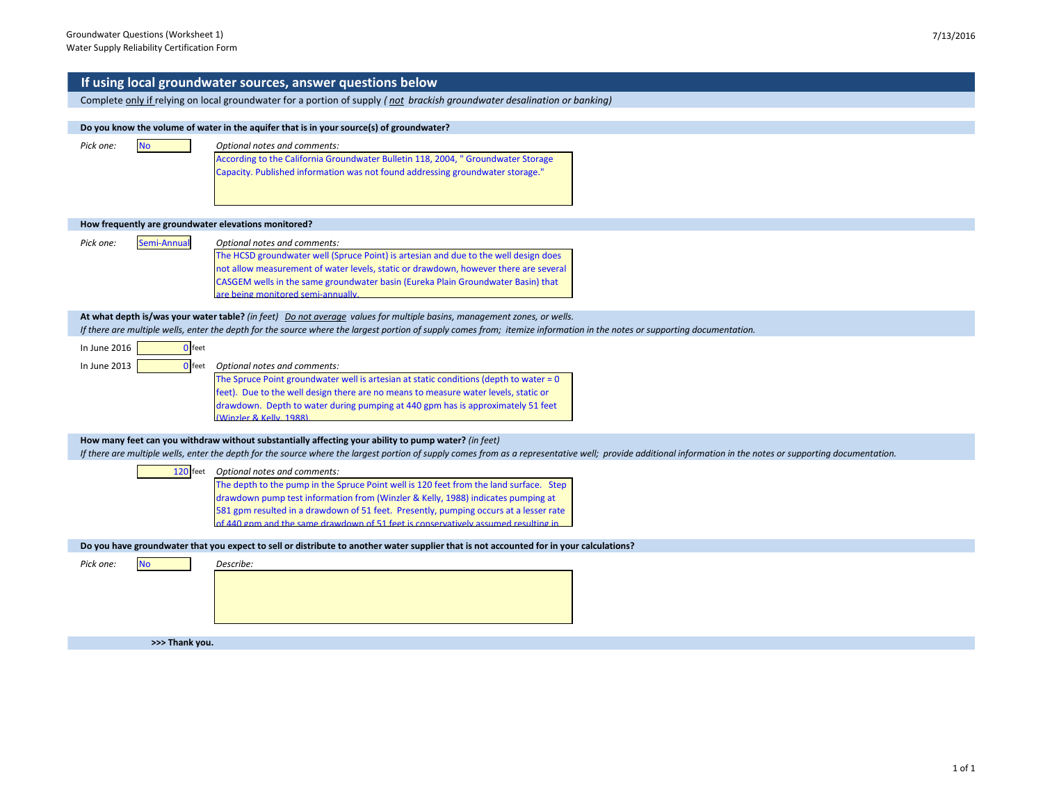Groundwater Questions (Worksheet 1)
Water Supply Reliability Certification Form

7/13/2016

## If using local groundwater sources, answer questions below

Complete <u>only if</u> relying on local groundwater for a portion of supply *( <u>not</u> brackish groundwater desalination or banking)*

**Do you know the volume of water in the aquifer that is in your source(s) of groundwater?**

*Pick one:* No

*Optional notes and comments:*
According to the California Groundwater Bulletin 118, 2004, " Groundwater Storage Capacity. Published information was not found addressing groundwater storage."

**How frequently are groundwater elevations monitored?**

*Pick one:* Semi-Annual

*Optional notes and comments:*
The HCSD groundwater well (Spruce Point) is artesian and due to the well design does not allow measurement of water levels, static or drawdown, however there are several CASGEM wells in the same groundwater basin (Eureka Plain Groundwater Basin) that are being monitored semi-annually.

**At what depth is/was your water table?** *(in feet)* *<u>Do not average</u> values for multiple basins, management zones, or wells.*
*If there are multiple wells, enter the depth for the source where the largest portion of supply comes from; itemize information in the notes or supporting documentation.*

In June 2016: 0 feet

In June 2013: 0 feet

*Optional notes and comments:*
The Spruce Point groundwater well is artesian at static conditions (depth to water = 0 feet). Due to the well design there are no means to measure water levels, static or drawdown. Depth to water during pumping at 440 gpm has is approximately 51 feet (Winzler & Kelly, 1988).

**How many feet can you withdraw without substantially affecting your ability to pump water?** *(in feet)*
*If there are multiple wells, enter the depth for the source where the largest portion of supply comes from as a representative well; provide additional information in the notes or supporting documentation.*

120 feet

*Optional notes and comments:*
The depth to the pump in the Spruce Point well is 120 feet from the land surface. Step drawdown pump test information from (Winzler & Kelly, 1988) indicates pumping at 581 gpm resulted in a drawdown of 51 feet. Presently, pumping occurs at a lesser rate of 440 gpm and the same drawdown of 51 feet is conservatively assumed resulting in

**Do you have groundwater that you expect to sell or distribute to another water supplier that is not accounted for in your calculations?**

*Pick one:* No

*Describe:*

**>>> Thank you.**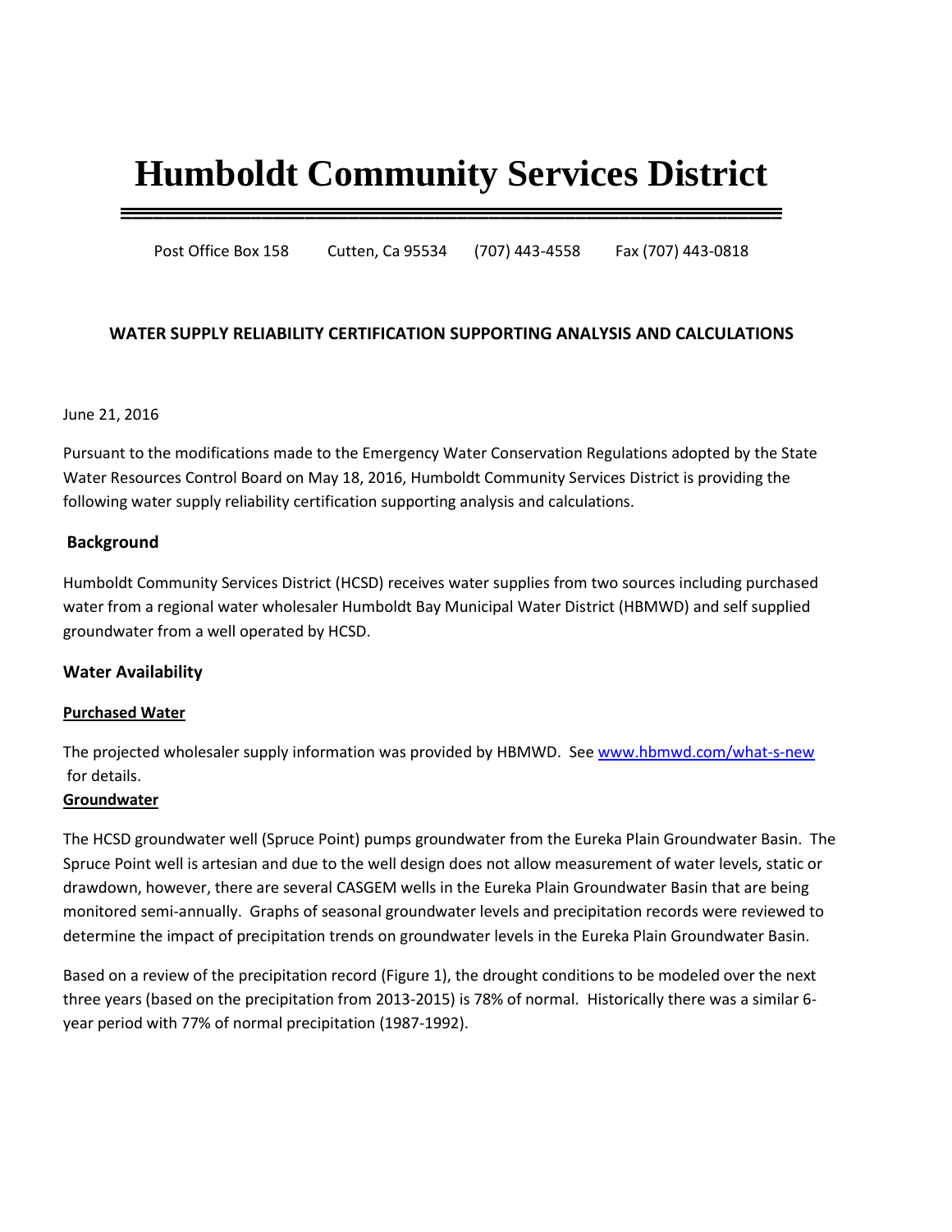# Humboldt Community Services District

Post Office Box 158 Cutten, Ca 95534 (707) 443-4558 Fax (707) 443-0818

**WATER SUPPLY RELIABILITY CERTIFICATION SUPPORTING ANALYSIS AND CALCULATIONS**

June 21, 2016

Pursuant to the modifications made to the Emergency Water Conservation Regulations adopted by the State Water Resources Control Board on May 18, 2016, Humboldt Community Services District is providing the following water supply reliability certification supporting analysis and calculations.

## Background

Humboldt Community Services District (HCSD) receives water supplies from two sources including purchased water from a regional water wholesaler Humboldt Bay Municipal Water District (HBMWD) and self supplied groundwater from a well operated by HCSD.

## Water Availability

### Purchased Water

The projected wholesaler supply information was provided by HBMWD. See www.hbmwd.com/what-s-new for details.

### Groundwater

The HCSD groundwater well (Spruce Point) pumps groundwater from the Eureka Plain Groundwater Basin. The Spruce Point well is artesian and due to the well design does not allow measurement of water levels, static or drawdown, however, there are several CASGEM wells in the Eureka Plain Groundwater Basin that are being monitored semi-annually. Graphs of seasonal groundwater levels and precipitation records were reviewed to determine the impact of precipitation trends on groundwater levels in the Eureka Plain Groundwater Basin.

Based on a review of the precipitation record (Figure 1), the drought conditions to be modeled over the next three years (based on the precipitation from 2013-2015) is 78% of normal. Historically there was a similar 6-year period with 77% of normal precipitation (1987-1992).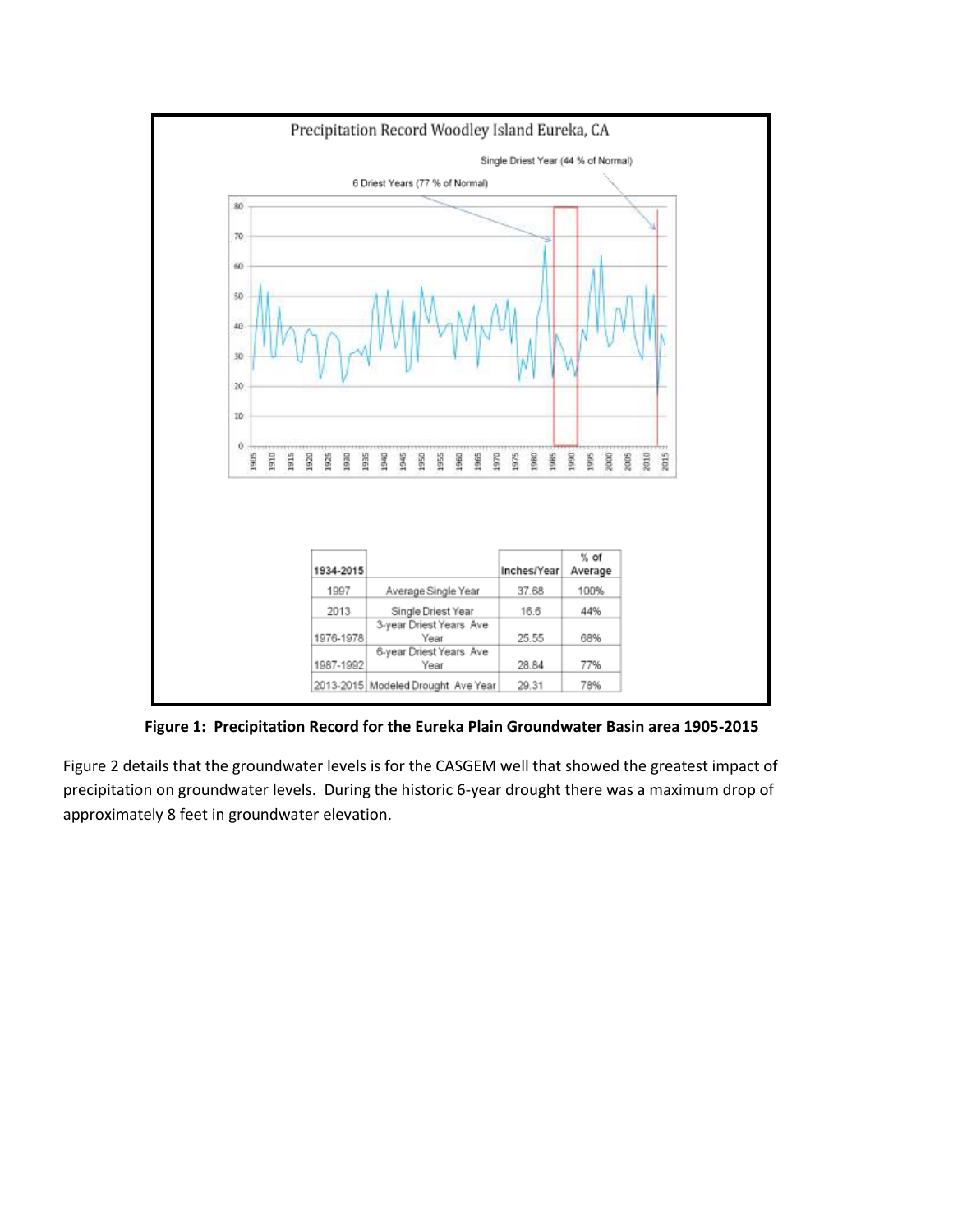| 1934-2015 | | Inches/Year | % of Average |
|---|---|---|---|
| 1997 | Average Single Year | 37.68 | 100% |
| 2013 | Single Driest Year | 16.6 | 44% |
| 1976-1978 | 3-year Driest Years Ave Year | 25.55 | 68% |
| 1987-1992 | 6-year Driest Years Ave Year | 28.84 | 77% |
| 2013-2015 | Modeled Drought Ave Year | 29.31 | 78% |

**Figure 1: Precipitation Record for the Eureka Plain Groundwater Basin area 1905-2015**

Figure 2 details that the groundwater levels is for the CASGEM well that showed the greatest impact of precipitation on groundwater levels. During the historic 6-year drought there was a maximum drop of approximately 8 feet in groundwater elevation.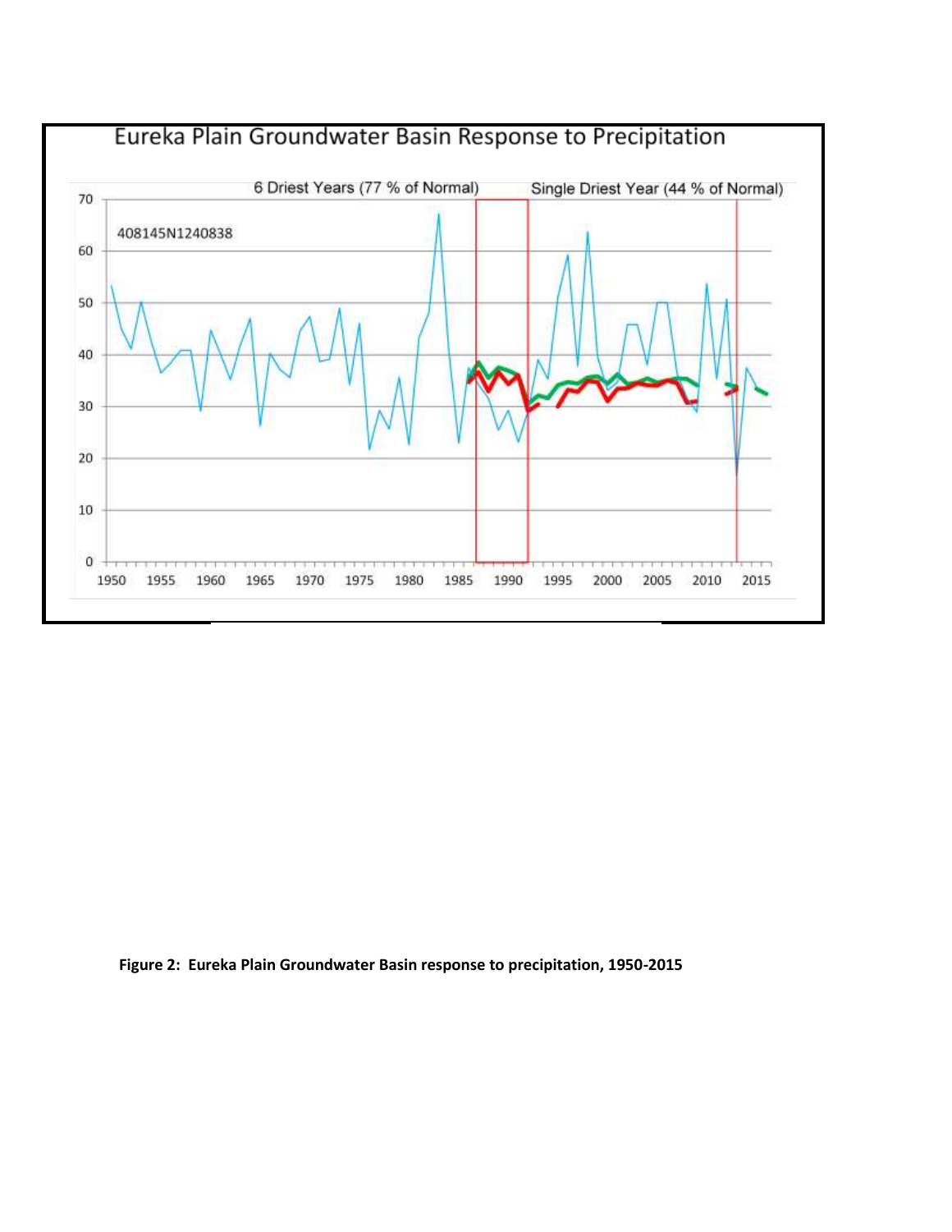Eureka Plain Groundwater Basin Response to Precipitation

6 Driest Years (77 % of Normal)

Single Driest Year (44 % of Normal)

408145N1240838

**Figure 2: Eureka Plain Groundwater Basin response to precipitation, 1950-2015**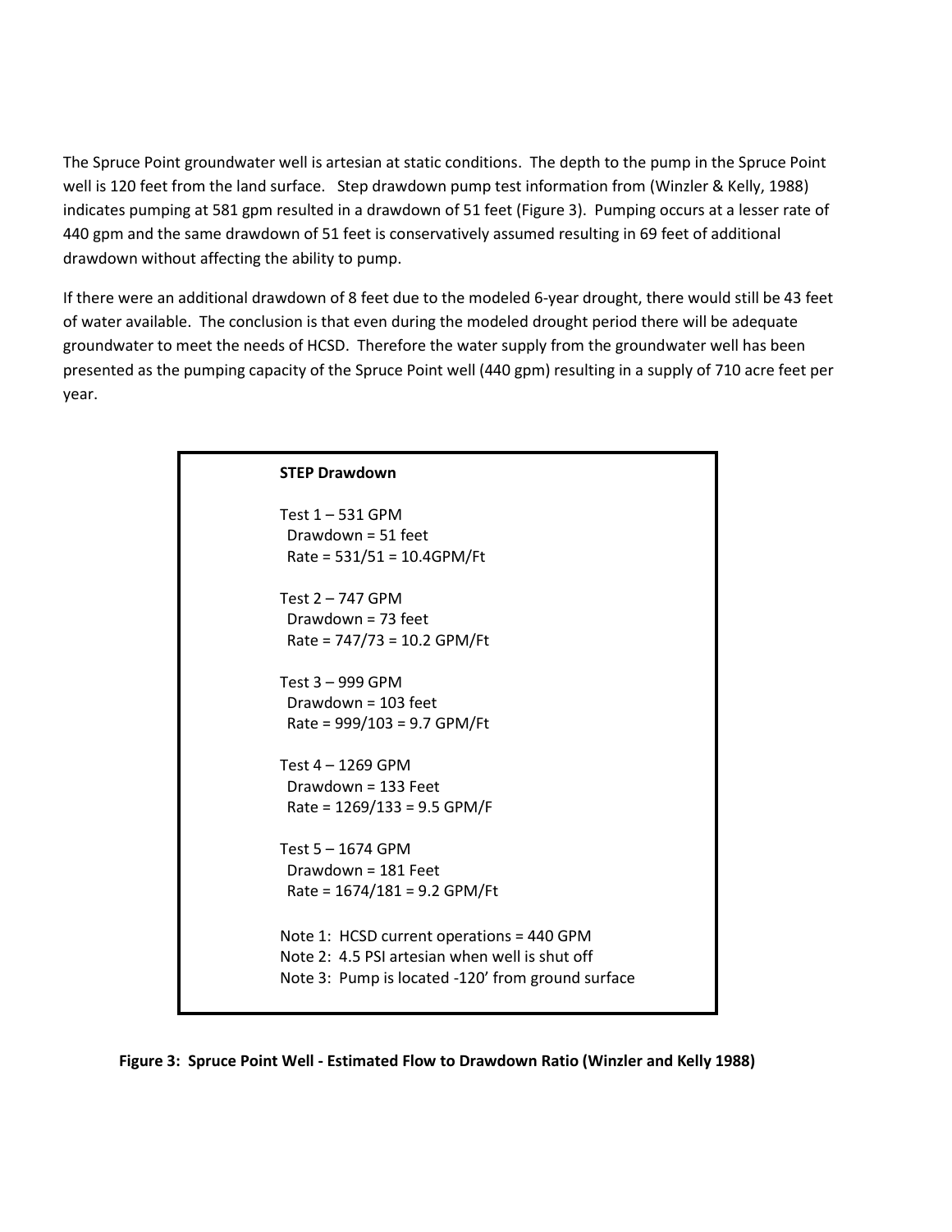The Spruce Point groundwater well is artesian at static conditions. The depth to the pump in the Spruce Point well is 120 feet from the land surface. Step drawdown pump test information from (Winzler & Kelly, 1988) indicates pumping at 581 gpm resulted in a drawdown of 51 feet (Figure 3). Pumping occurs at a lesser rate of 440 gpm and the same drawdown of 51 feet is conservatively assumed resulting in 69 feet of additional drawdown without affecting the ability to pump.

If there were an additional drawdown of 8 feet due to the modeled 6-year drought, there would still be 43 feet of water available. The conclusion is that even during the modeled drought period there will be adequate groundwater to meet the needs of HCSD. Therefore the water supply from the groundwater well has been presented as the pumping capacity of the Spruce Point well (440 gpm) resulting in a supply of 710 acre feet per year.

**STEP Drawdown**

Test 1 – 531 GPM
Drawdown = 51 feet
Rate = 531/51 = 10.4GPM/Ft

Test 2 – 747 GPM
Drawdown = 73 feet
Rate = 747/73 = 10.2 GPM/Ft

Test 3 – 999 GPM
Drawdown = 103 feet
Rate = 999/103 = 9.7 GPM/Ft

Test 4 – 1269 GPM
Drawdown = 133 Feet
Rate = 1269/133 = 9.5 GPM/F

Test 5 – 1674 GPM
Drawdown = 181 Feet
Rate = 1674/181 = 9.2 GPM/Ft

Note 1: HCSD current operations = 440 GPM
Note 2: 4.5 PSI artesian when well is shut off
Note 3: Pump is located -120' from ground surface

**Figure 3: Spruce Point Well - Estimated Flow to Drawdown Ratio (Winzler and Kelly 1988)**